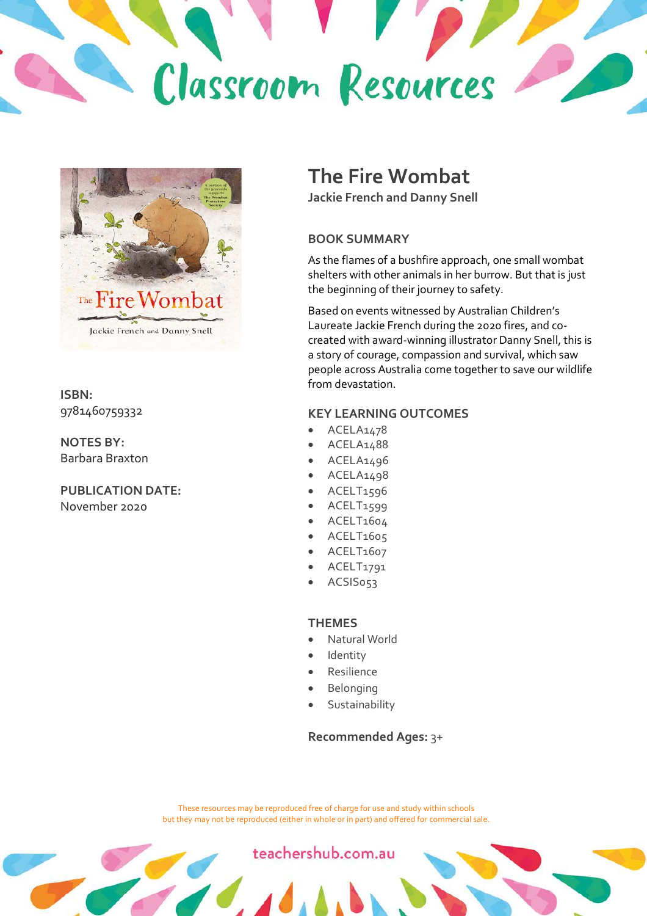# Classroom Resources

## The Fire Wombat

**Jackie French and Danny Snell**

**ISBN:**
9781460759332

**NOTES BY:**
Barbara Braxton

**PUBLICATION DATE:**
November 2020

### BOOK SUMMARY

As the flames of a bushfire approach, one small wombat shelters with other animals in her burrow. But that is just the beginning of their journey to safety.

Based on events witnessed by Australian Children's Laureate Jackie French during the 2020 fires, and co-created with award-winning illustrator Danny Snell, this is a story of courage, compassion and survival, which saw people across Australia come together to save our wildlife from devastation.

### KEY LEARNING OUTCOMES

- ACELA1478
- ACELA1488
- ACELA1496
- ACELA1498
- ACELT1596
- ACELT1599
- ACELT1604
- ACELT1605
- ACELT1607
- ACELT1791
- ACSIS053

### THEMES

- Natural World
- Identity
- Resilience
- Belonging
- Sustainability

**Recommended Ages:** 3+

These resources may be reproduced free of charge for use and study within schools but they may not be reproduced (either in whole or in part) and offered for commercial sale.

teachershub.com.au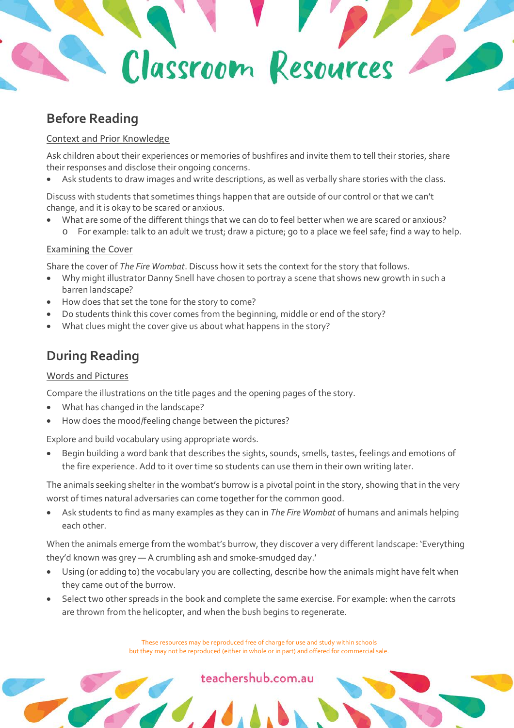# Classroom Resources

## Before Reading

Context and Prior Knowledge

Ask children about their experiences or memories of bushfires and invite them to tell their stories, share their responses and disclose their ongoing concerns.

- Ask students to draw images and write descriptions, as well as verbally share stories with the class.

Discuss with students that sometimes things happen that are outside of our control or that we can't change, and it is okay to be scared or anxious.

- What are some of the different things that we can do to feel better when we are scared or anxious?
  - For example: talk to an adult we trust; draw a picture; go to a place we feel safe; find a way to help.

Examining the Cover

Share the cover of *The Fire Wombat*. Discuss how it sets the context for the story that follows.

- Why might illustrator Danny Snell have chosen to portray a scene that shows new growth in such a barren landscape?
- How does that set the tone for the story to come?
- Do students think this cover comes from the beginning, middle or end of the story?
- What clues might the cover give us about what happens in the story?

## During Reading

Words and Pictures

Compare the illustrations on the title pages and the opening pages of the story.

- What has changed in the landscape?
- How does the mood/feeling change between the pictures?

Explore and build vocabulary using appropriate words.

- Begin building a word bank that describes the sights, sounds, smells, tastes, feelings and emotions of the fire experience. Add to it over time so students can use them in their own writing later.

The animals seeking shelter in the wombat's burrow is a pivotal point in the story, showing that in the very worst of times natural adversaries can come together for the common good.

- Ask students to find as many examples as they can in *The Fire Wombat* of humans and animals helping each other.

When the animals emerge from the wombat's burrow, they discover a very different landscape: 'Everything they'd known was grey — A crumbling ash and smoke-smudged day.'

- Using (or adding to) the vocabulary you are collecting, describe how the animals might have felt when they came out of the burrow.
- Select two other spreads in the book and complete the same exercise. For example: when the carrots are thrown from the helicopter, and when the bush begins to regenerate.

These resources may be reproduced free of charge for use and study within schools but they may not be reproduced (either in whole or in part) and offered for commercial sale.

teachershub.com.au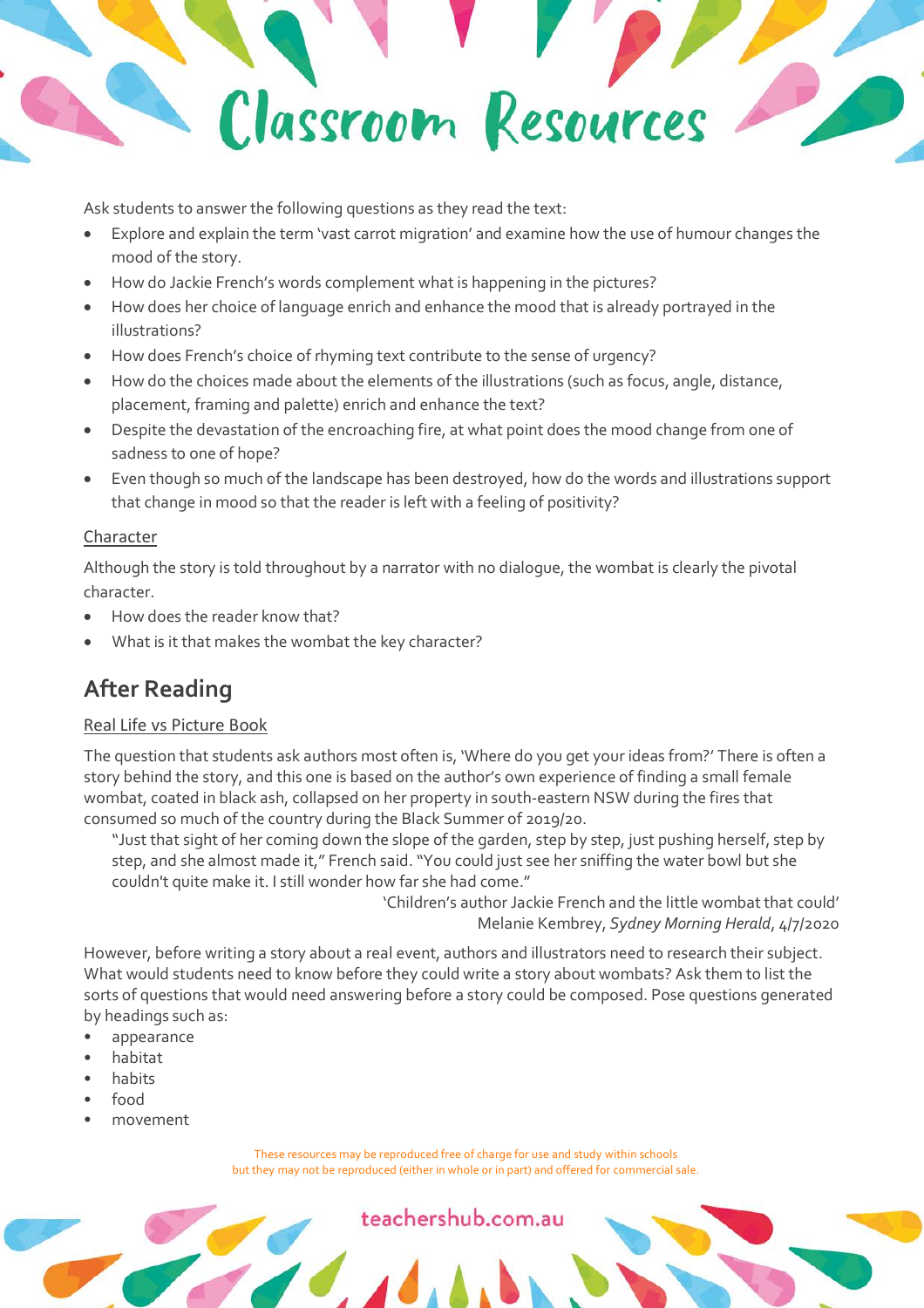Ask students to answer the following questions as they read the text:

- Explore and explain the term 'vast carrot migration' and examine how the use of humour changes the mood of the story.
- How do Jackie French's words complement what is happening in the pictures?
- How does her choice of language enrich and enhance the mood that is already portrayed in the illustrations?
- How does French's choice of rhyming text contribute to the sense of urgency?
- How do the choices made about the elements of the illustrations (such as focus, angle, distance, placement, framing and palette) enrich and enhance the text?
- Despite the devastation of the encroaching fire, at what point does the mood change from one of sadness to one of hope?
- Even though so much of the landscape has been destroyed, how do the words and illustrations support that change in mood so that the reader is left with a feeling of positivity?

<u>Character</u>

Although the story is told throughout by a narrator with no dialogue, the wombat is clearly the pivotal character.

- How does the reader know that?
- What is it that makes the wombat the key character?

## After Reading

<u>Real Life vs Picture Book</u>

The question that students ask authors most often is, 'Where do you get your ideas from?' There is often a story behind the story, and this one is based on the author's own experience of finding a small female wombat, coated in black ash, collapsed on her property in south-eastern NSW during the fires that consumed so much of the country during the Black Summer of 2019/20.

> "Just that sight of her coming down the slope of the garden, step by step, just pushing herself, step by step, and she almost made it," French said. "You could just see her sniffing the water bowl but she couldn't quite make it. I still wonder how far she had come."
>
> 'Children's author Jackie French and the little wombat that could'
> Melanie Kembrey, *Sydney Morning Herald*, 4/7/2020

However, before writing a story about a real event, authors and illustrators need to research their subject. What would students need to know before they could write a story about wombats? Ask them to list the sorts of questions that would need answering before a story could be composed. Pose questions generated by headings such as:

- appearance
- habitat
- habits
- food
- movement

These resources may be reproduced free of charge for use and study within schools but they may not be reproduced (either in whole or in part) and offered for commercial sale.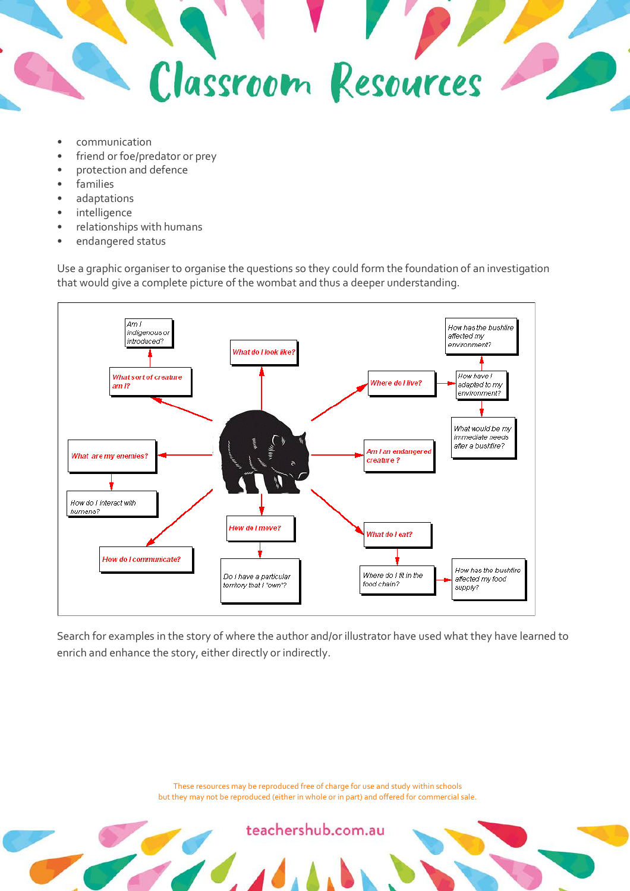- communication
- friend or foe/predator or prey
- protection and defence
- families
- adaptations
- intelligence
- relationships with humans
- endangered status

Use a graphic organiser to organise the questions so they could form the foundation of an investigation that would give a complete picture of the wombat and thus a deeper understanding.

- What sort of creature am I?
  - Am I indigenous or introduced?
- What do I look like?
- Where do I live?
  - How have I adapted to my environment?
    - How has the bushfire affected my environment?
    - What would be my immediate needs after a bushfire?
- Am I an endangered creature ?
- What do I eat?
  - Where do I fit in the food chain?
    - How has the bushfire affected my food supply?
- How do I move?
  - Do I have a particular territory that I "own"?
- How do I communicate?
- What are my enemies?
  - How do I interact with humans?

Search for examples in the story of where the author and/or illustrator have used what they have learned to enrich and enhance the story, either directly or indirectly.

These resources may be reproduced free of charge for use and study within schools but they may not be reproduced (either in whole or in part) and offered for commercial sale.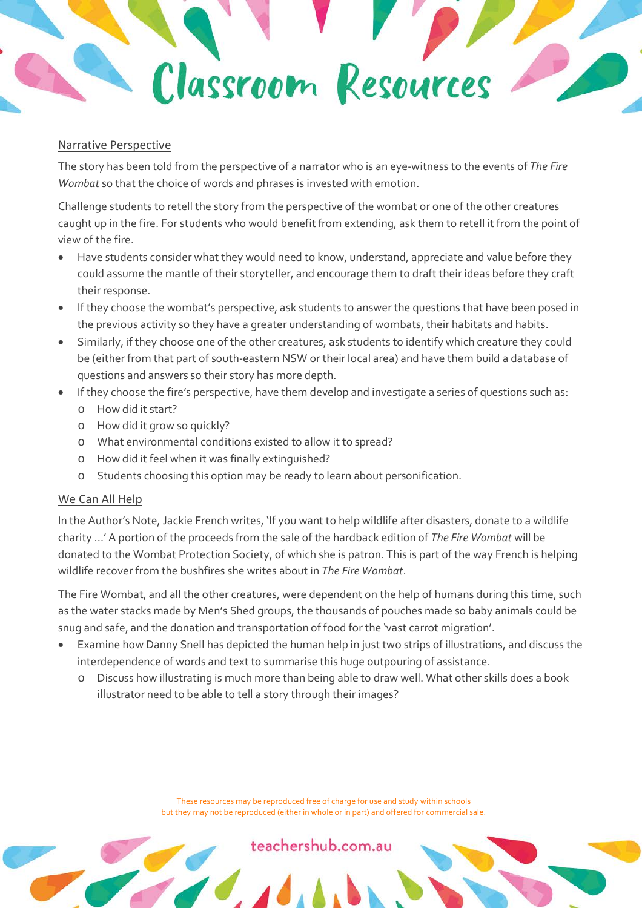## Narrative Perspective

The story has been told from the perspective of a narrator who is an eye-witness to the events of *The Fire Wombat* so that the choice of words and phrases is invested with emotion.

Challenge students to retell the story from the perspective of the wombat or one of the other creatures caught up in the fire. For students who would benefit from extending, ask them to retell it from the point of view of the fire.

- Have students consider what they would need to know, understand, appreciate and value before they could assume the mantle of their storyteller, and encourage them to draft their ideas before they craft their response.
- If they choose the wombat's perspective, ask students to answer the questions that have been posed in the previous activity so they have a greater understanding of wombats, their habitats and habits.
- Similarly, if they choose one of the other creatures, ask students to identify which creature they could be (either from that part of south-eastern NSW or their local area) and have them build a database of questions and answers so their story has more depth.
- If they choose the fire's perspective, have them develop and investigate a series of questions such as:
  - How did it start?
  - How did it grow so quickly?
  - What environmental conditions existed to allow it to spread?
  - How did it feel when it was finally extinguished?
  - Students choosing this option may be ready to learn about personification.

## We Can All Help

In the Author's Note, Jackie French writes, 'If you want to help wildlife after disasters, donate to a wildlife charity …' A portion of the proceeds from the sale of the hardback edition of *The Fire Wombat* will be donated to the Wombat Protection Society, of which she is patron. This is part of the way French is helping wildlife recover from the bushfires she writes about in *The Fire Wombat*.

The Fire Wombat, and all the other creatures, were dependent on the help of humans during this time, such as the water stacks made by Men's Shed groups, the thousands of pouches made so baby animals could be snug and safe, and the donation and transportation of food for the 'vast carrot migration'.

- Examine how Danny Snell has depicted the human help in just two strips of illustrations, and discuss the interdependence of words and text to summarise this huge outpouring of assistance.
  - Discuss how illustrating is much more than being able to draw well. What other skills does a book illustrator need to be able to tell a story through their images?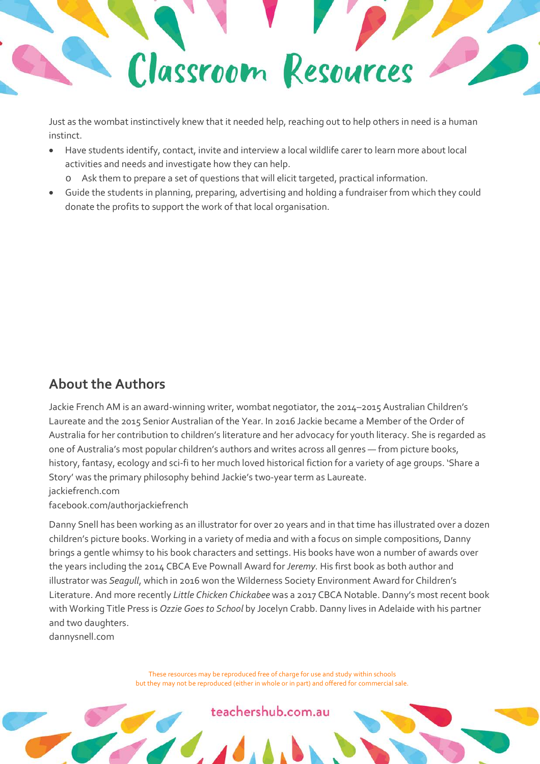Just as the wombat instinctively knew that it needed help, reaching out to help others in need is a human instinct.

- Have students identify, contact, invite and interview a local wildlife carer to learn more about local activities and needs and investigate how they can help.
  - Ask them to prepare a set of questions that will elicit targeted, practical information.
- Guide the students in planning, preparing, advertising and holding a fundraiser from which they could donate the profits to support the work of that local organisation.

## About the Authors

Jackie French AM is an award-winning writer, wombat negotiator, the 2014–2015 Australian Children's Laureate and the 2015 Senior Australian of the Year. In 2016 Jackie became a Member of the Order of Australia for her contribution to children's literature and her advocacy for youth literacy. She is regarded as one of Australia's most popular children's authors and writes across all genres — from picture books, history, fantasy, ecology and sci-fi to her much loved historical fiction for a variety of age groups. 'Share a Story' was the primary philosophy behind Jackie's two-year term as Laureate.
jackiefrench.com
facebook.com/authorjackiefrench

Danny Snell has been working as an illustrator for over 20 years and in that time has illustrated over a dozen children's picture books. Working in a variety of media and with a focus on simple compositions, Danny brings a gentle whimsy to his book characters and settings. His books have won a number of awards over the years including the 2014 CBCA Eve Pownall Award for *Jeremy.* His first book as both author and illustrator was *Seagull*, which in 2016 won the Wilderness Society Environment Award for Children's Literature. And more recently *Little Chicken Chickabee* was a 2017 CBCA Notable. Danny's most recent book with Working Title Press is *Ozzie Goes to School* by Jocelyn Crabb. Danny lives in Adelaide with his partner and two daughters.
dannysnell.com

These resources may be reproduced free of charge for use and study within schools but they may not be reproduced (either in whole or in part) and offered for commercial sale.